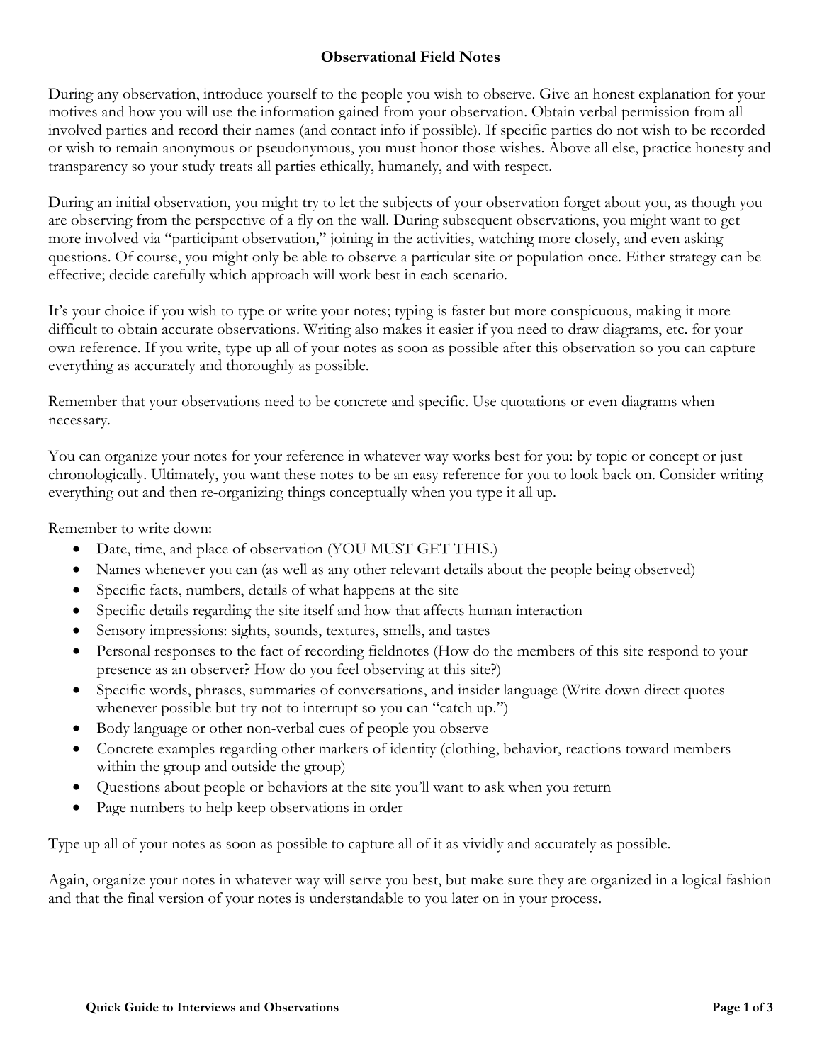# Observational Field Notes

During any observation, introduce yourself to the people you wish to observe. Give an honest explanation for your motives and how you will use the information gained from your observation. Obtain verbal permission from all involved parties and record their names (and contact info if possible). If specific parties do not wish to be recorded or wish to remain anonymous or pseudonymous, you must honor those wishes. Above all else, practice honesty and transparency so your study treats all parties ethically, humanely, and with respect.

During an initial observation, you might try to let the subjects of your observation forget about you, as though you are observing from the perspective of a fly on the wall. During subsequent observations, you might want to get more involved via "participant observation," joining in the activities, watching more closely, and even asking questions. Of course, you might only be able to observe a particular site or population once. Either strategy can be effective; decide carefully which approach will work best in each scenario.

It's your choice if you wish to type or write your notes; typing is faster but more conspicuous, making it more difficult to obtain accurate observations. Writing also makes it easier if you need to draw diagrams, etc. for your own reference. If you write, type up all of your notes as soon as possible after this observation so you can capture everything as accurately and thoroughly as possible.

Remember that your observations need to be concrete and specific. Use quotations or even diagrams when necessary.

You can organize your notes for your reference in whatever way works best for you: by topic or concept or just chronologically. Ultimately, you want these notes to be an easy reference for you to look back on. Consider writing everything out and then re-organizing things conceptually when you type it all up.

Remember to write down:

- Date, time, and place of observation (YOU MUST GET THIS.)
- Names whenever you can (as well as any other relevant details about the people being observed)
- Specific facts, numbers, details of what happens at the site
- Specific details regarding the site itself and how that affects human interaction
- Sensory impressions: sights, sounds, textures, smells, and tastes
- Personal responses to the fact of recording fieldnotes (How do the members of this site respond to your presence as an observer? How do you feel observing at this site?)
- Specific words, phrases, summaries of conversations, and insider language (Write down direct quotes whenever possible but try not to interrupt so you can "catch up.")
- Body language or other non-verbal cues of people you observe
- Concrete examples regarding other markers of identity (clothing, behavior, reactions toward members within the group and outside the group)
- Questions about people or behaviors at the site you'll want to ask when you return
- Page numbers to help keep observations in order

Type up all of your notes as soon as possible to capture all of it as vividly and accurately as possible.

Again, organize your notes in whatever way will serve you best, but make sure they are organized in a logical fashion and that the final version of your notes is understandable to you later on in your process.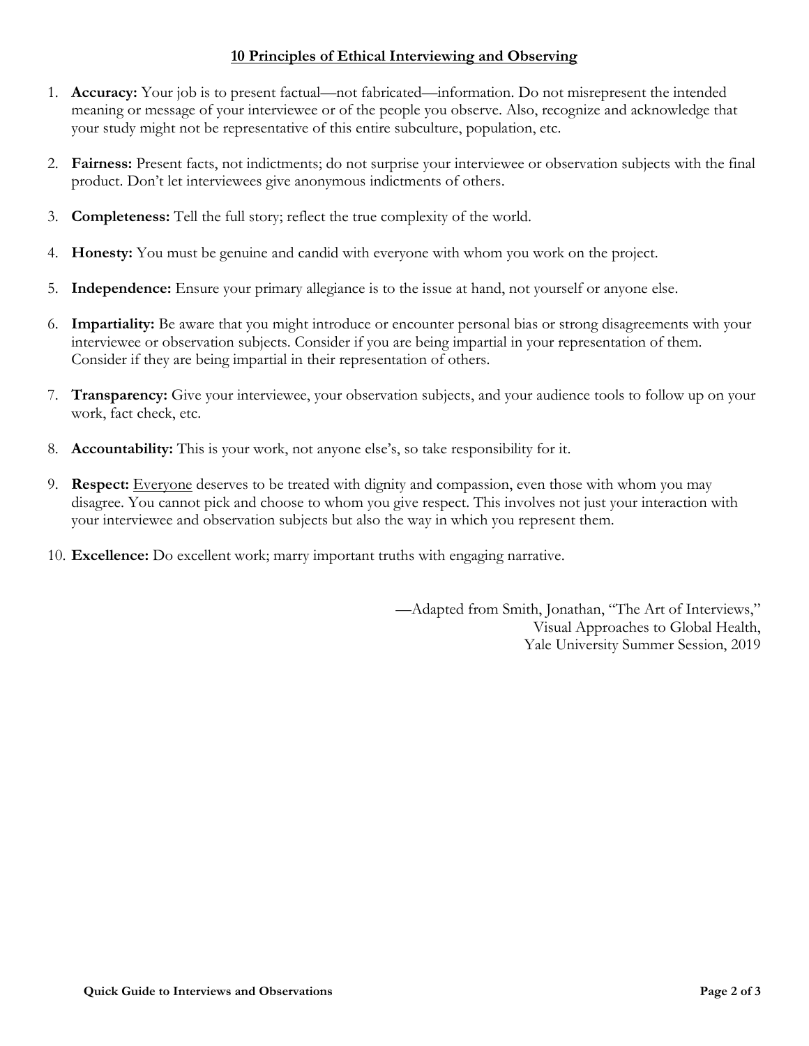## 10 Principles of Ethical Interviewing and Observing

1. **Accuracy:** Your job is to present factual—not fabricated—information. Do not misrepresent the intended meaning or message of your interviewee or of the people you observe. Also, recognize and acknowledge that your study might not be representative of this entire subculture, population, etc.

2. **Fairness:** Present facts, not indictments; do not surprise your interviewee or observation subjects with the final product. Don't let interviewees give anonymous indictments of others.

3. **Completeness:** Tell the full story; reflect the true complexity of the world.

4. **Honesty:** You must be genuine and candid with everyone with whom you work on the project.

5. **Independence:** Ensure your primary allegiance is to the issue at hand, not yourself or anyone else.

6. **Impartiality:** Be aware that you might introduce or encounter personal bias or strong disagreements with your interviewee or observation subjects. Consider if you are being impartial in your representation of them. Consider if they are being impartial in their representation of others.

7. **Transparency:** Give your interviewee, your observation subjects, and your audience tools to follow up on your work, fact check, etc.

8. **Accountability:** This is your work, not anyone else's, so take responsibility for it.

9. **Respect:** Everyone deserves to be treated with dignity and compassion, even those with whom you may disagree. You cannot pick and choose to whom you give respect. This involves not just your interaction with your interviewee and observation subjects but also the way in which you represent them.

10. **Excellence:** Do excellent work; marry important truths with engaging narrative.

—Adapted from Smith, Jonathan, "The Art of Interviews,"
Visual Approaches to Global Health,
Yale University Summer Session, 2019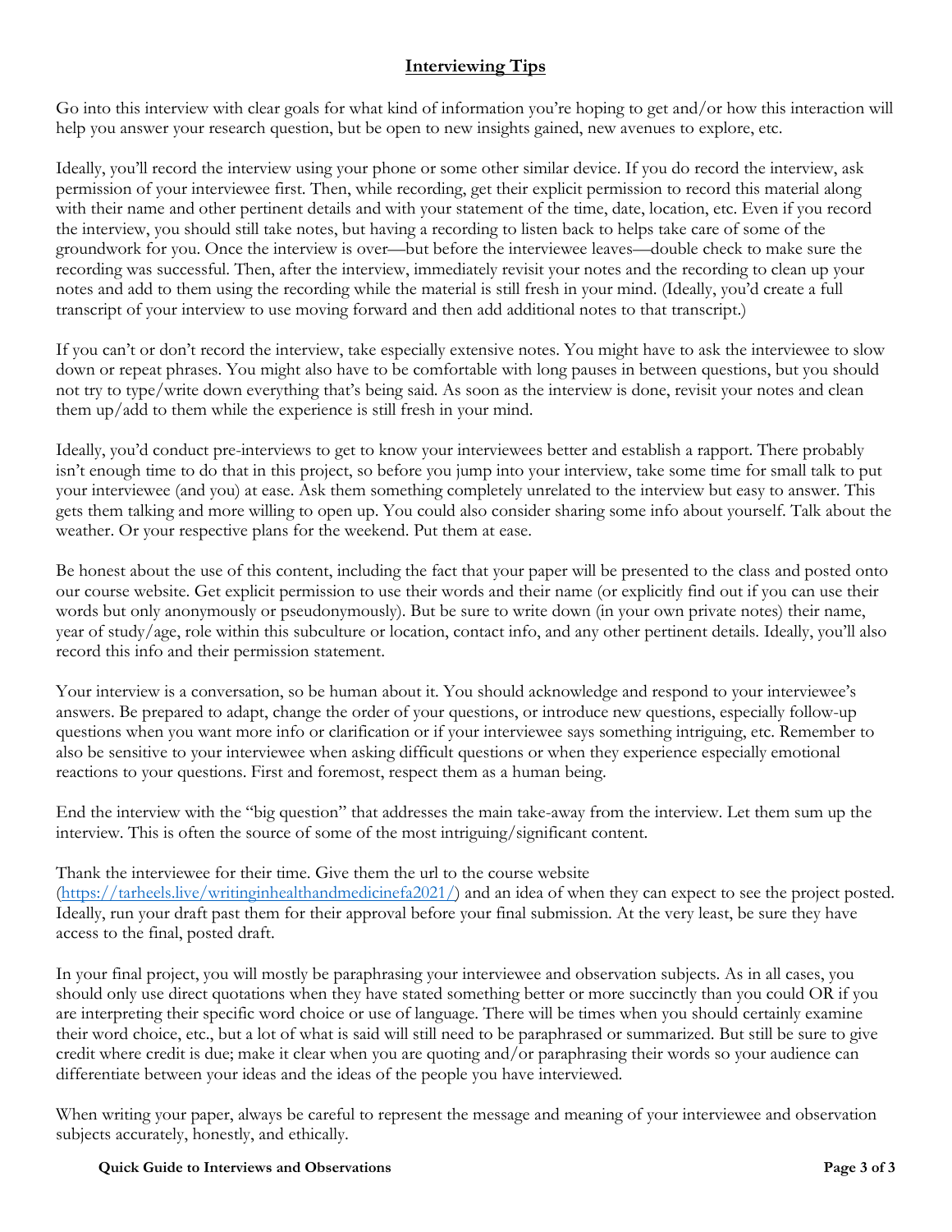## Interviewing Tips

Go into this interview with clear goals for what kind of information you're hoping to get and/or how this interaction will help you answer your research question, but be open to new insights gained, new avenues to explore, etc.

Ideally, you'll record the interview using your phone or some other similar device. If you do record the interview, ask permission of your interviewee first. Then, while recording, get their explicit permission to record this material along with their name and other pertinent details and with your statement of the time, date, location, etc. Even if you record the interview, you should still take notes, but having a recording to listen back to helps take care of some of the groundwork for you. Once the interview is over—but before the interviewee leaves—double check to make sure the recording was successful. Then, after the interview, immediately revisit your notes and the recording to clean up your notes and add to them using the recording while the material is still fresh in your mind. (Ideally, you'd create a full transcript of your interview to use moving forward and then add additional notes to that transcript.)

If you can't or don't record the interview, take especially extensive notes. You might have to ask the interviewee to slow down or repeat phrases. You might also have to be comfortable with long pauses in between questions, but you should not try to type/write down everything that's being said. As soon as the interview is done, revisit your notes and clean them up/add to them while the experience is still fresh in your mind.

Ideally, you'd conduct pre-interviews to get to know your interviewees better and establish a rapport. There probably isn't enough time to do that in this project, so before you jump into your interview, take some time for small talk to put your interviewee (and you) at ease. Ask them something completely unrelated to the interview but easy to answer. This gets them talking and more willing to open up. You could also consider sharing some info about yourself. Talk about the weather. Or your respective plans for the weekend. Put them at ease.

Be honest about the use of this content, including the fact that your paper will be presented to the class and posted onto our course website. Get explicit permission to use their words and their name (or explicitly find out if you can use their words but only anonymously or pseudonymously). But be sure to write down (in your own private notes) their name, year of study/age, role within this subculture or location, contact info, and any other pertinent details. Ideally, you'll also record this info and their permission statement.

Your interview is a conversation, so be human about it. You should acknowledge and respond to your interviewee's answers. Be prepared to adapt, change the order of your questions, or introduce new questions, especially follow-up questions when you want more info or clarification or if your interviewee says something intriguing, etc. Remember to also be sensitive to your interviewee when asking difficult questions or when they experience especially emotional reactions to your questions. First and foremost, respect them as a human being.

End the interview with the "big question" that addresses the main take-away from the interview. Let them sum up the interview. This is often the source of some of the most intriguing/significant content.

Thank the interviewee for their time. Give them the url to the course website (https://tarheels.live/writinginhealthandmedicinefa2021/) and an idea of when they can expect to see the project posted. Ideally, run your draft past them for their approval before your final submission. At the very least, be sure they have access to the final, posted draft.

In your final project, you will mostly be paraphrasing your interviewee and observation subjects. As in all cases, you should only use direct quotations when they have stated something better or more succinctly than you could OR if you are interpreting their specific word choice or use of language. There will be times when you should certainly examine their word choice, etc., but a lot of what is said will still need to be paraphrased or summarized. But still be sure to give credit where credit is due; make it clear when you are quoting and/or paraphrasing their words so your audience can differentiate between your ideas and the ideas of the people you have interviewed.

When writing your paper, always be careful to represent the message and meaning of your interviewee and observation subjects accurately, honestly, and ethically.